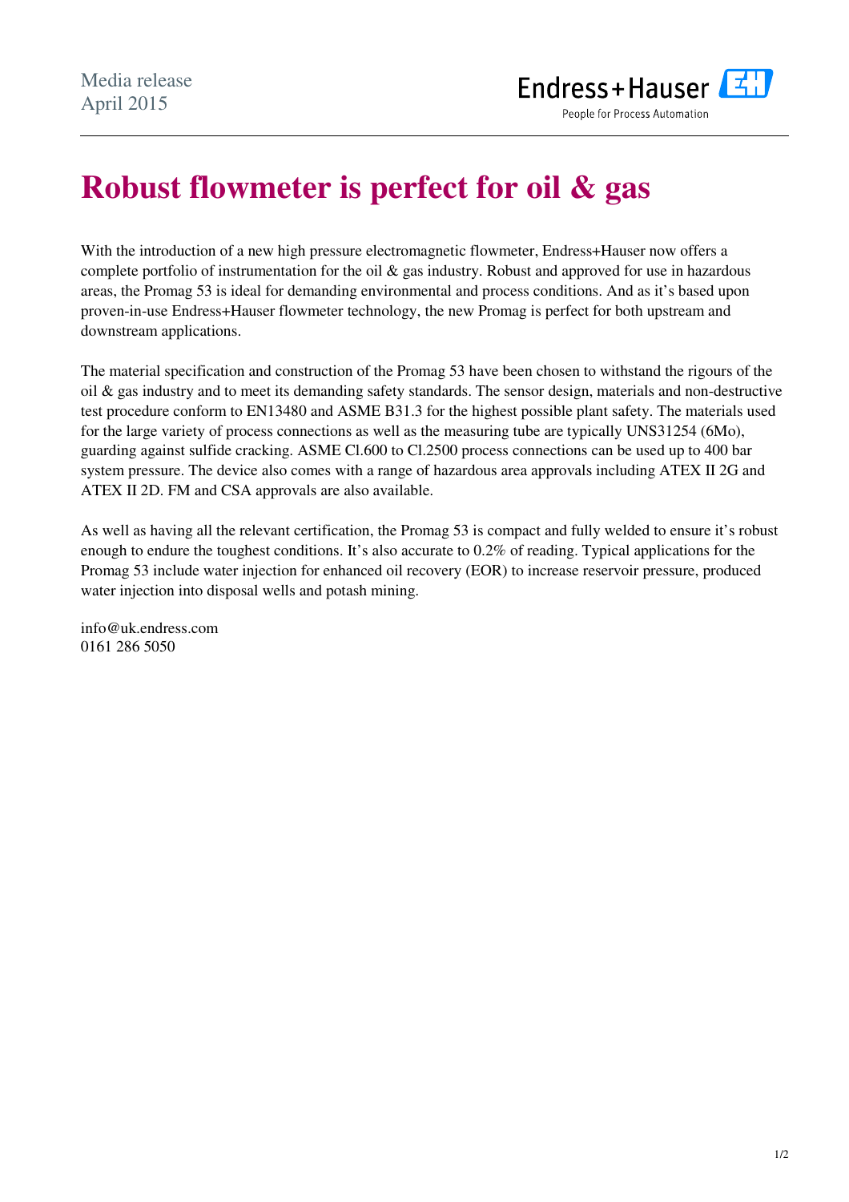Media release
April 2015

# Robust flowmeter is perfect for oil & gas

With the introduction of a new high pressure electromagnetic flowmeter, Endress+Hauser now offers a complete portfolio of instrumentation for the oil & gas industry. Robust and approved for use in hazardous areas, the Promag 53 is ideal for demanding environmental and process conditions. And as it's based upon proven-in-use Endress+Hauser flowmeter technology, the new Promag is perfect for both upstream and downstream applications.

The material specification and construction of the Promag 53 have been chosen to withstand the rigours of the oil & gas industry and to meet its demanding safety standards. The sensor design, materials and non-destructive test procedure conform to EN13480 and ASME B31.3 for the highest possible plant safety. The materials used for the large variety of process connections as well as the measuring tube are typically UNS31254 (6Mo), guarding against sulfide cracking. ASME Cl.600 to Cl.2500 process connections can be used up to 400 bar system pressure. The device also comes with a range of hazardous area approvals including ATEX II 2G and ATEX II 2D. FM and CSA approvals are also available.

As well as having all the relevant certification, the Promag 53 is compact and fully welded to ensure it's robust enough to endure the toughest conditions. It's also accurate to 0.2% of reading. Typical applications for the Promag 53 include water injection for enhanced oil recovery (EOR) to increase reservoir pressure, produced water injection into disposal wells and potash mining.

info@uk.endress.com
0161 286 5050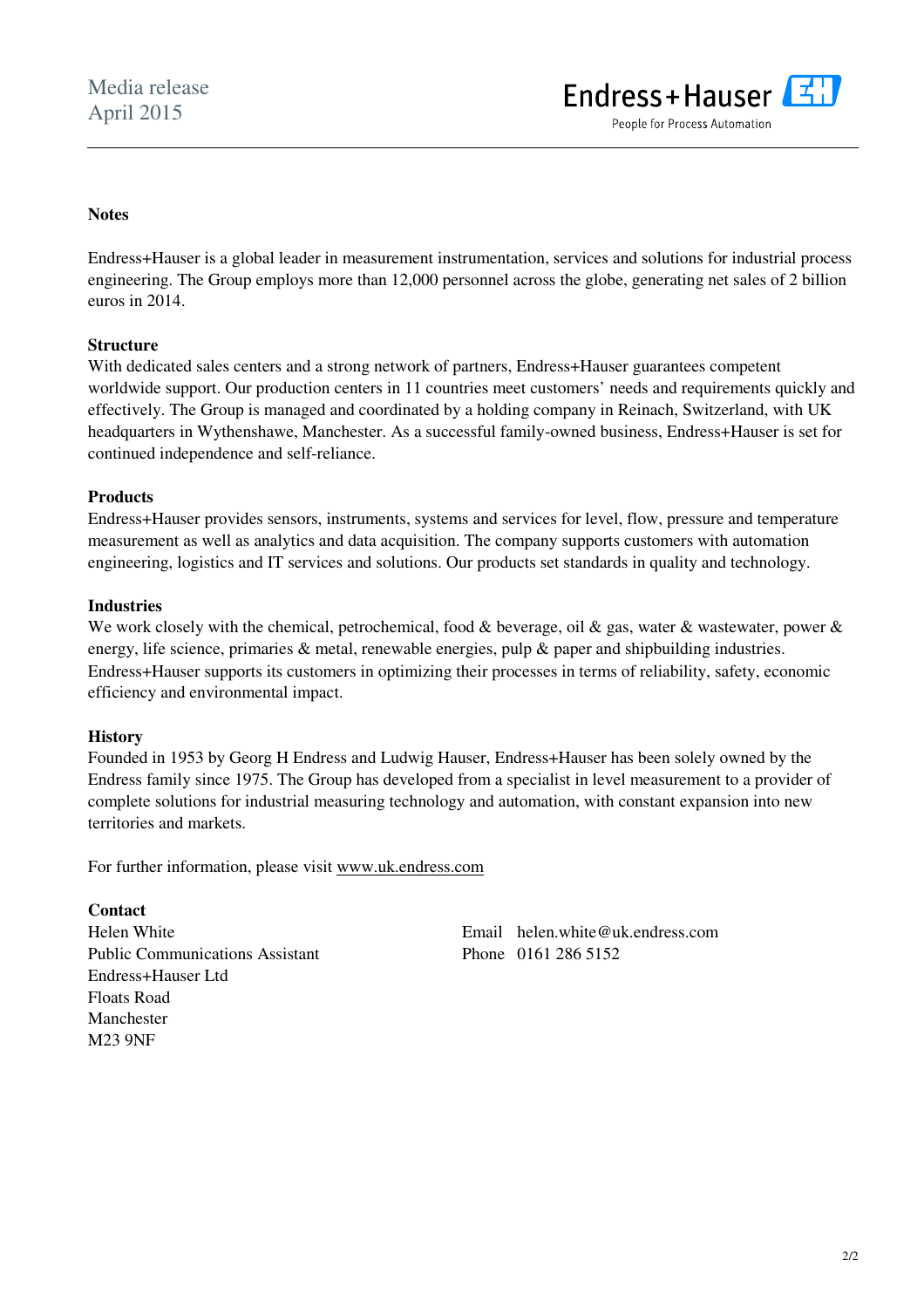**Notes**

Endress+Hauser is a global leader in measurement instrumentation, services and solutions for industrial process engineering. The Group employs more than 12,000 personnel across the globe, generating net sales of 2 billion euros in 2014.

**Structure**

With dedicated sales centers and a strong network of partners, Endress+Hauser guarantees competent worldwide support. Our production centers in 11 countries meet customers' needs and requirements quickly and effectively. The Group is managed and coordinated by a holding company in Reinach, Switzerland, with UK headquarters in Wythenshawe, Manchester. As a successful family-owned business, Endress+Hauser is set for continued independence and self-reliance.

**Products**

Endress+Hauser provides sensors, instruments, systems and services for level, flow, pressure and temperature measurement as well as analytics and data acquisition. The company supports customers with automation engineering, logistics and IT services and solutions. Our products set standards in quality and technology.

**Industries**

We work closely with the chemical, petrochemical, food & beverage, oil & gas, water & wastewater, power & energy, life science, primaries & metal, renewable energies, pulp & paper and shipbuilding industries. Endress+Hauser supports its customers in optimizing their processes in terms of reliability, safety, economic efficiency and environmental impact.

**History**

Founded in 1953 by Georg H Endress and Ludwig Hauser, Endress+Hauser has been solely owned by the Endress family since 1975. The Group has developed from a specialist in level measurement to a provider of complete solutions for industrial measuring technology and automation, with constant expansion into new territories and markets.

For further information, please visit www.uk.endress.com

**Contact**

Helen White
Public Communications Assistant
Endress+Hauser Ltd
Floats Road
Manchester
M23 9NF

Email helen.white@uk.endress.com
Phone 0161 286 5152